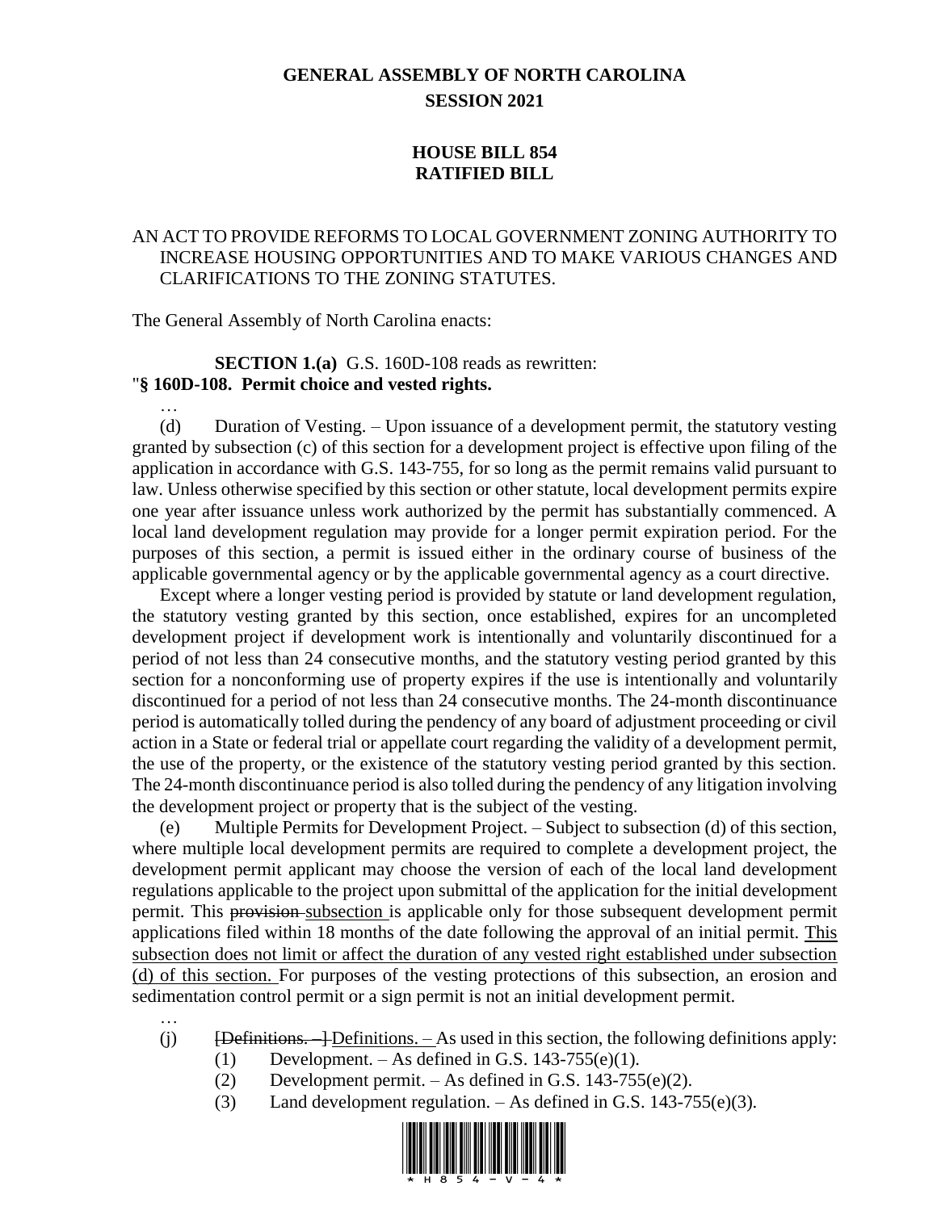# GENERAL ASSEMBLY OF NORTH CAROLINA
## SESSION 2021

## HOUSE BILL 854
## RATIFIED BILL

AN ACT TO PROVIDE REFORMS TO LOCAL GOVERNMENT ZONING AUTHORITY TO INCREASE HOUSING OPPORTUNITIES AND TO MAKE VARIOUS CHANGES AND CLARIFICATIONS TO THE ZONING STATUTES.

The General Assembly of North Carolina enacts:

**SECTION 1.(a)** G.S. 160D-108 reads as rewritten:

"**§ 160D-108. Permit choice and vested rights.**

…

(d) Duration of Vesting. – Upon issuance of a development permit, the statutory vesting granted by subsection (c) of this section for a development project is effective upon filing of the application in accordance with G.S. 143-755, for so long as the permit remains valid pursuant to law. Unless otherwise specified by this section or other statute, local development permits expire one year after issuance unless work authorized by the permit has substantially commenced. A local land development regulation may provide for a longer permit expiration period. For the purposes of this section, a permit is issued either in the ordinary course of business of the applicable governmental agency or by the applicable governmental agency as a court directive.

Except where a longer vesting period is provided by statute or land development regulation, the statutory vesting granted by this section, once established, expires for an uncompleted development project if development work is intentionally and voluntarily discontinued for a period of not less than 24 consecutive months, and the statutory vesting period granted by this section for a nonconforming use of property expires if the use is intentionally and voluntarily discontinued for a period of not less than 24 consecutive months. The 24-month discontinuance period is automatically tolled during the pendency of any board of adjustment proceeding or civil action in a State or federal trial or appellate court regarding the validity of a development permit, the use of the property, or the existence of the statutory vesting period granted by this section. The 24-month discontinuance period is also tolled during the pendency of any litigation involving the development project or property that is the subject of the vesting.

(e) Multiple Permits for Development Project. – Subject to subsection (d) of this section, where multiple local development permits are required to complete a development project, the development permit applicant may choose the version of each of the local land development regulations applicable to the project upon submittal of the application for the initial development permit. This ~~provision~~ <u>subsection</u> is applicable only for those subsequent development permit applications filed within 18 months of the date following the approval of an initial permit. <u>This subsection does not limit or affect the duration of any vested right established under subsection (d) of this section.</u> For purposes of the vesting protections of this subsection, an erosion and sedimentation control permit or a sign permit is not an initial development permit.

…

(j) ~~[Definitions. – ]~~ <u>Definitions. –</u> As used in this section, the following definitions apply:

(1) Development. – As defined in G.S. 143-755(e)(1).

(2) Development permit. – As defined in G.S. 143-755(e)(2).

(3) Land development regulation. – As defined in G.S. 143-755(e)(3).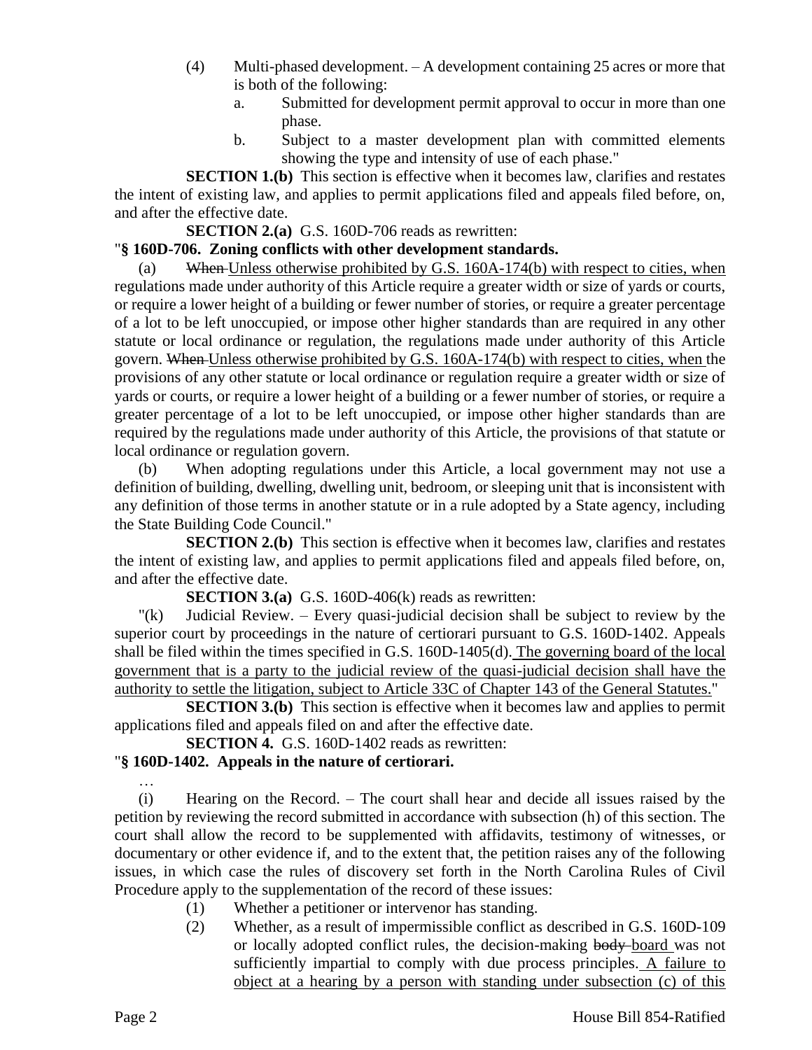(4) Multi-phased development. – A development containing 25 acres or more that is both of the following:

a. Submitted for development permit approval to occur in more than one phase.

b. Subject to a master development plan with committed elements showing the type and intensity of use of each phase."

**SECTION 1.(b)** This section is effective when it becomes law, clarifies and restates the intent of existing law, and applies to permit applications filed and appeals filed before, on, and after the effective date.

**SECTION 2.(a)** G.S. 160D-706 reads as rewritten:

"**§ 160D-706. Zoning conflicts with other development standards.**

(a) ~~When~~ Unless otherwise prohibited by G.S. 160A-174(b) with respect to cities, when regulations made under authority of this Article require a greater width or size of yards or courts, or require a lower height of a building or fewer number of stories, or require a greater percentage of a lot to be left unoccupied, or impose other higher standards than are required in any other statute or local ordinance or regulation, the regulations made under authority of this Article govern. ~~When~~ Unless otherwise prohibited by G.S. 160A-174(b) with respect to cities, when the provisions of any other statute or local ordinance or regulation require a greater width or size of yards or courts, or require a lower height of a building or a fewer number of stories, or require a greater percentage of a lot to be left unoccupied, or impose other higher standards than are required by the regulations made under authority of this Article, the provisions of that statute or local ordinance or regulation govern.

(b) When adopting regulations under this Article, a local government may not use a definition of building, dwelling, dwelling unit, bedroom, or sleeping unit that is inconsistent with any definition of those terms in another statute or in a rule adopted by a State agency, including the State Building Code Council."

**SECTION 2.(b)** This section is effective when it becomes law, clarifies and restates the intent of existing law, and applies to permit applications filed and appeals filed before, on, and after the effective date.

**SECTION 3.(a)** G.S. 160D-406(k) reads as rewritten:

"(k) Judicial Review. – Every quasi-judicial decision shall be subject to review by the superior court by proceedings in the nature of certiorari pursuant to G.S. 160D-1402. Appeals shall be filed within the times specified in G.S. 160D-1405(d). The governing board of the local government that is a party to the judicial review of the quasi-judicial decision shall have the authority to settle the litigation, subject to Article 33C of Chapter 143 of the General Statutes."

**SECTION 3.(b)** This section is effective when it becomes law and applies to permit applications filed and appeals filed on and after the effective date.

**SECTION 4.** G.S. 160D-1402 reads as rewritten:

"**§ 160D-1402. Appeals in the nature of certiorari.**

…

(i) Hearing on the Record. – The court shall hear and decide all issues raised by the petition by reviewing the record submitted in accordance with subsection (h) of this section. The court shall allow the record to be supplemented with affidavits, testimony of witnesses, or documentary or other evidence if, and to the extent that, the petition raises any of the following issues, in which case the rules of discovery set forth in the North Carolina Rules of Civil Procedure apply to the supplementation of the record of these issues:

(1) Whether a petitioner or intervenor has standing.

(2) Whether, as a result of impermissible conflict as described in G.S. 160D-109 or locally adopted conflict rules, the decision-making ~~body~~ board was not sufficiently impartial to comply with due process principles. A failure to object at a hearing by a person with standing under subsection (c) of this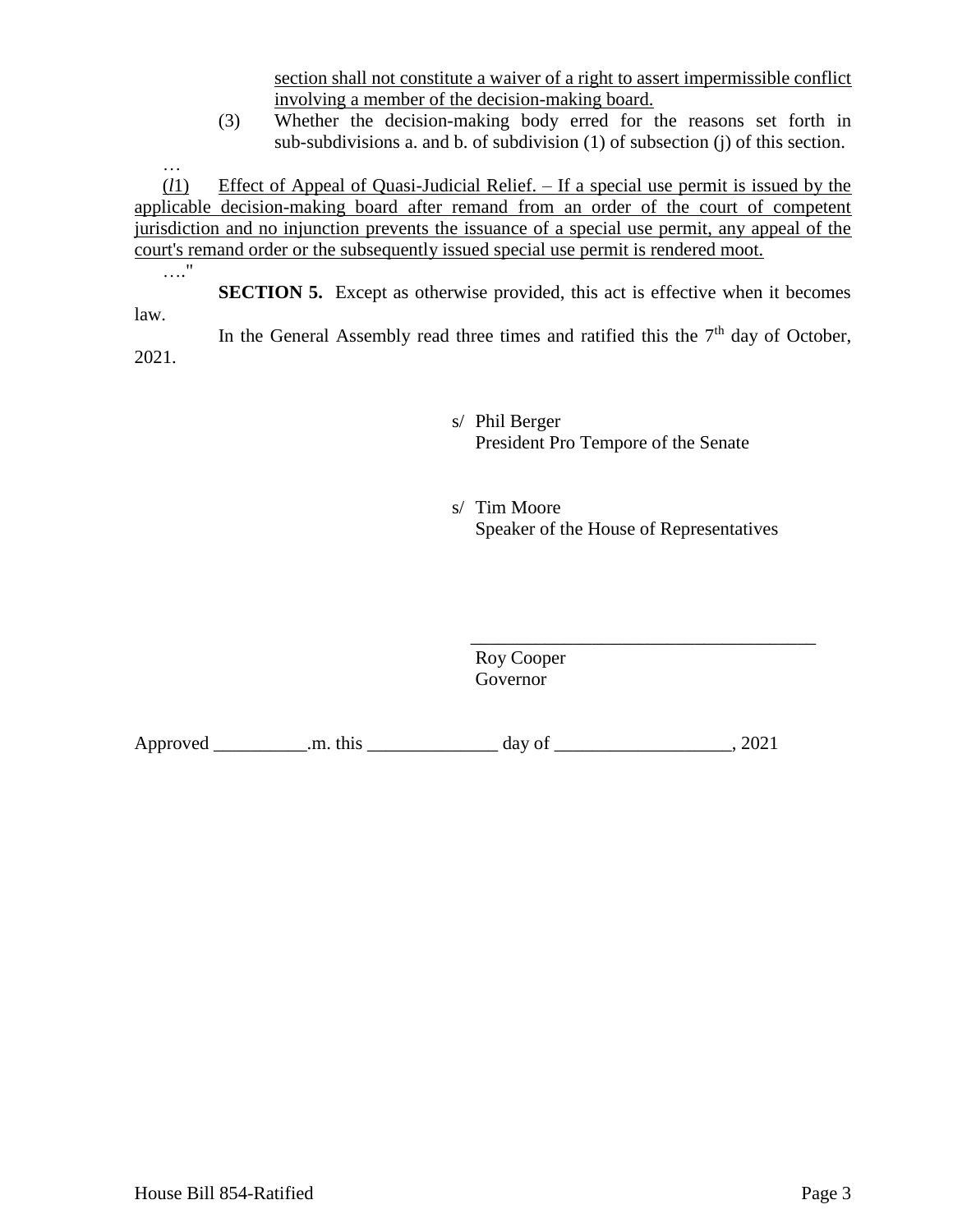section shall not constitute a waiver of a right to assert impermissible conflict involving a member of the decision-making board.

(3) Whether the decision-making body erred for the reasons set forth in sub-subdivisions a. and b. of subdivision (1) of subsection (j) of this section.

…

(*l*1) Effect of Appeal of Quasi-Judicial Relief. – If a special use permit is issued by the applicable decision-making board after remand from an order of the court of competent jurisdiction and no injunction prevents the issuance of a special use permit, any appeal of the court's remand order or the subsequently issued special use permit is rendered moot.

…."

**SECTION 5.** Except as otherwise provided, this act is effective when it becomes law.

In the General Assembly read three times and ratified this the 7th day of October, 2021.

s/ Phil Berger
President Pro Tempore of the Senate

s/ Tim Moore
Speaker of the House of Representatives

\_\_\_\_\_\_\_\_\_\_\_\_\_\_\_\_\_\_\_\_\_\_\_\_\_\_\_\_\_\_\_\_\_\_\_\_\_\_
Roy Cooper
Governor

Approved \_\_\_\_\_\_\_\_\_\_.m. this \_\_\_\_\_\_\_\_\_\_\_\_\_\_ day of \_\_\_\_\_\_\_\_\_\_\_\_\_\_\_\_\_\_\_, 2021